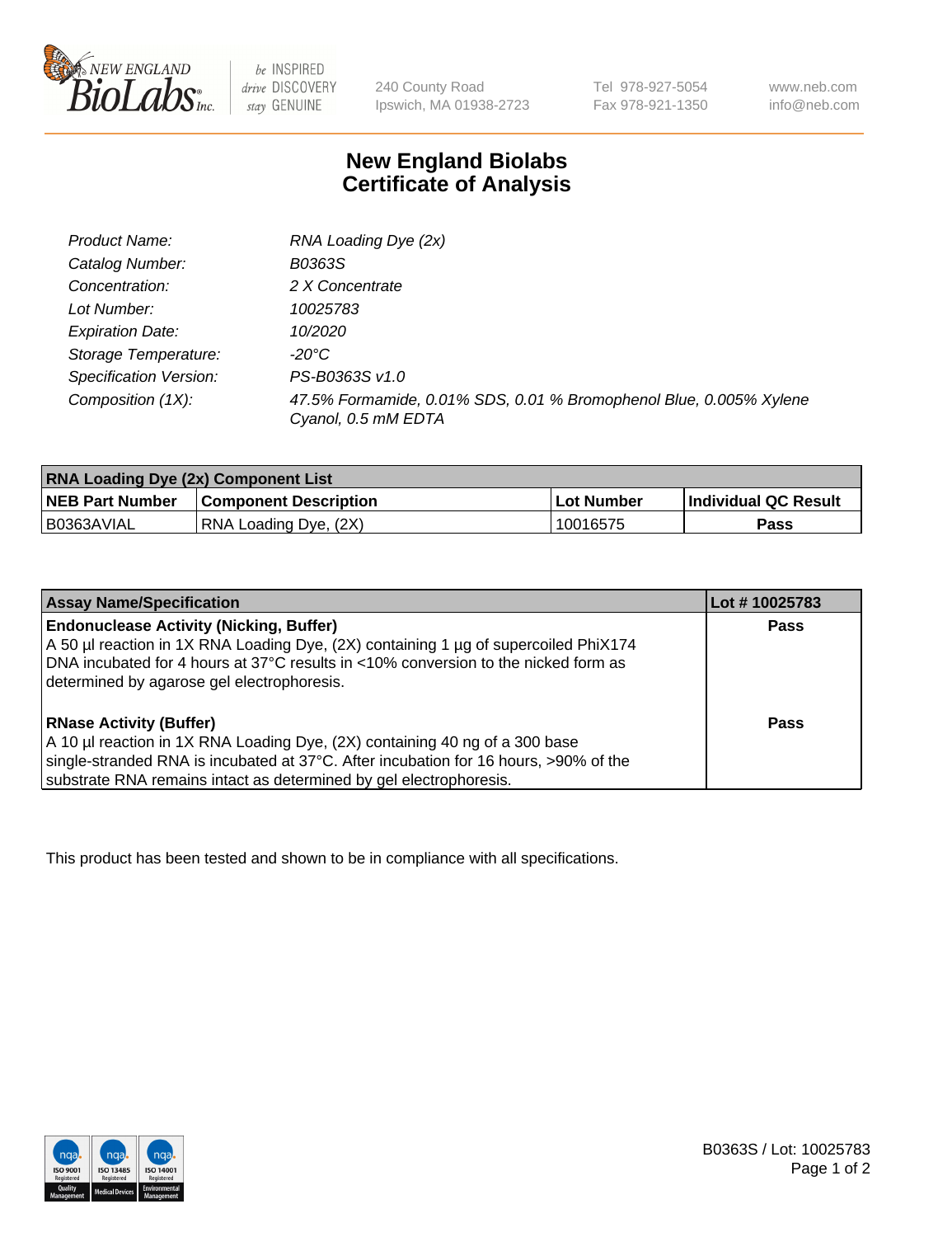# New England Biolabs Certificate of Analysis

| | |
|---|---|
| *Product Name:* | *RNA Loading Dye (2x)* |
| *Catalog Number:* | *B0363S* |
| *Concentration:* | *2 X Concentrate* |
| *Lot Number:* | *10025783* |
| *Expiration Date:* | *10/2020* |
| *Storage Temperature:* | *-20°C* |
| *Specification Version:* | *PS-B0363S v1.0* |
| *Composition (1X):* | *47.5% Formamide, 0.01% SDS, 0.01 % Bromophenol Blue, 0.005% Xylene Cyanol, 0.5 mM EDTA* |

| RNA Loading Dye (2x) Component List | | | |
|---|---|---|---|
| **NEB Part Number** | **Component Description** | **Lot Number** | **Individual QC Result** |
| B0363AVIAL | RNA Loading Dye, (2X) | 10016575 | **Pass** |

| Assay Name/Specification | Lot # 10025783 |
|---|---|
| **Endonuclease Activity (Nicking, Buffer)**<br>A 50 µl reaction in 1X RNA Loading Dye, (2X) containing 1 µg of supercoiled PhiX174 DNA incubated for 4 hours at 37°C results in <10% conversion to the nicked form as determined by agarose gel electrophoresis. | **Pass** |
| **RNase Activity (Buffer)**<br>A 10 µl reaction in 1X RNA Loading Dye, (2X) containing 40 ng of a 300 base single-stranded RNA is incubated at 37°C. After incubation for 16 hours, >90% of the substrate RNA remains intact as determined by gel electrophoresis. | **Pass** |

This product has been tested and shown to be in compliance with all specifications.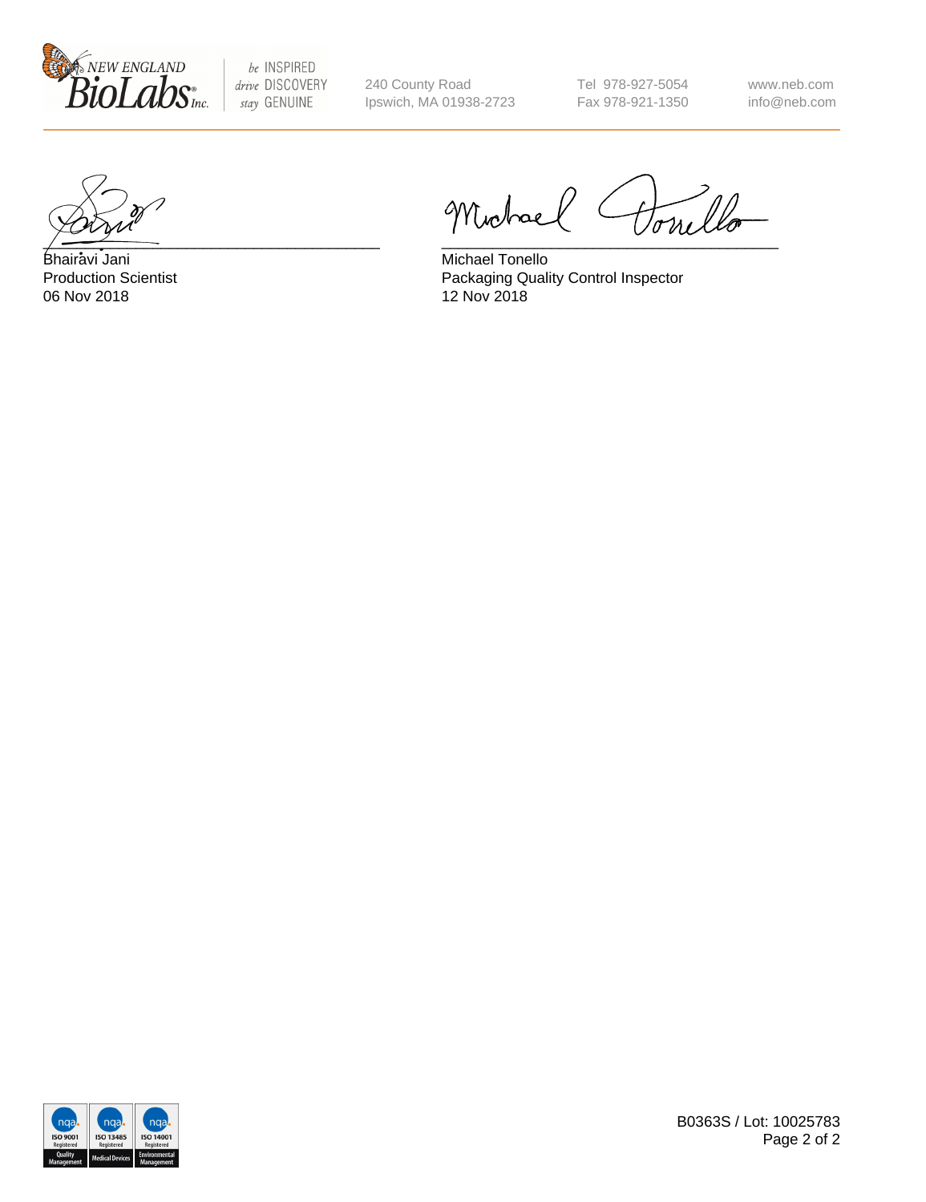Bhairavi Jani
Production Scientist
06 Nov 2018

Michael Tonello
Packaging Quality Control Inspector
12 Nov 2018

B0363S / Lot: 10025783